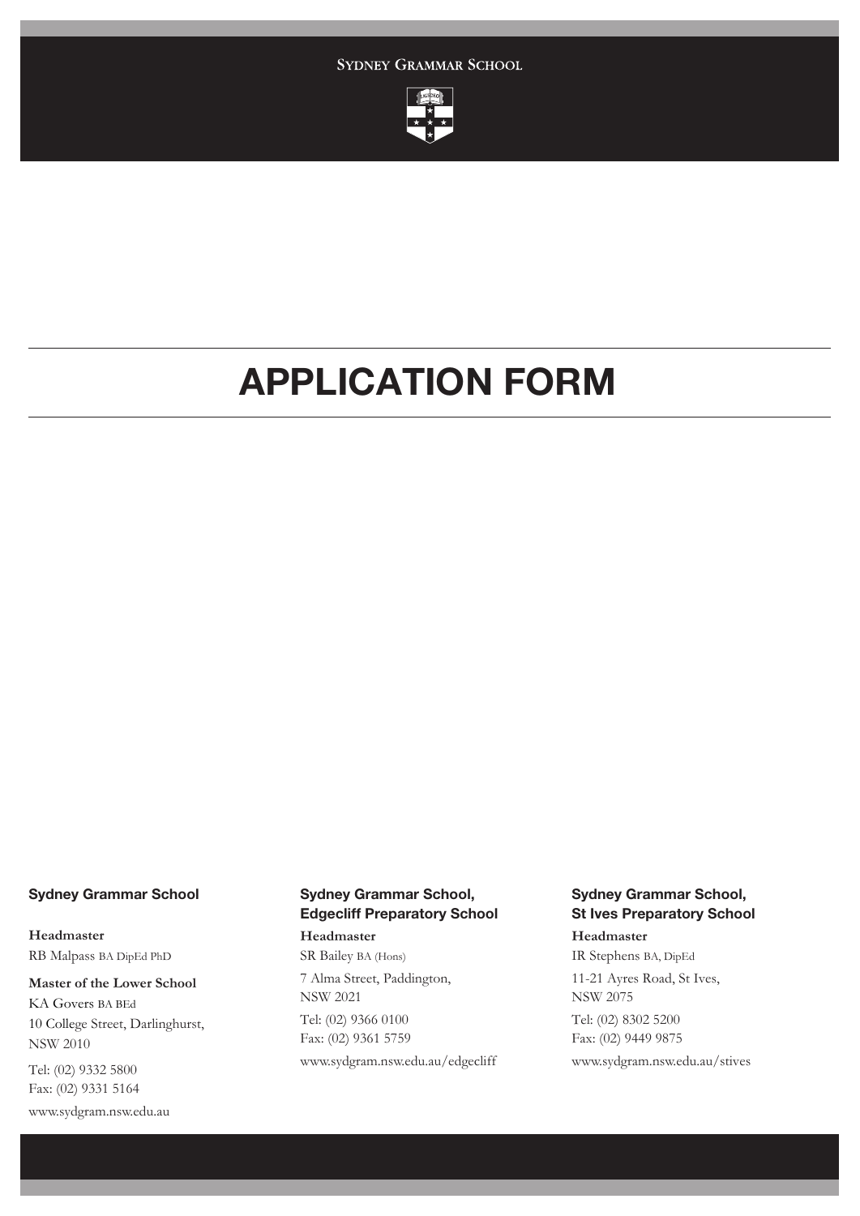Sydney Grammar School

# APPLICATION FORM

### Sydney Grammar School

**Headmaster**
RB Malpass BA DipEd PhD

**Master of the Lower School**
KA Govers BA BEd
10 College Street, Darlinghurst,
NSW 2010

Tel: (02) 9332 5800
Fax: (02) 9331 5164

www.sydgram.nsw.edu.au

### Sydney Grammar School, Edgecliff Preparatory School

**Headmaster**
SR Bailey BA (Hons)

7 Alma Street, Paddington,
NSW 2021

Tel: (02) 9366 0100
Fax: (02) 9361 5759

www.sydgram.nsw.edu.au/edgecliff

### Sydney Grammar School, St Ives Preparatory School

**Headmaster**
IR Stephens BA, DipEd

11-21 Ayres Road, St Ives,
NSW 2075

Tel: (02) 8302 5200
Fax: (02) 9449 9875

www.sydgram.nsw.edu.au/stives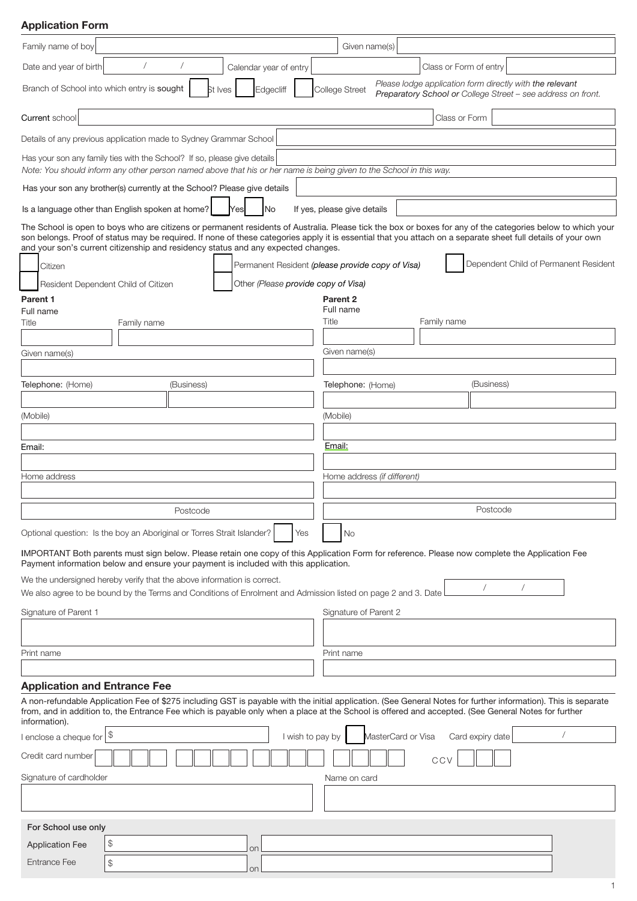## Application Form

| | | | |
|---|---|---|---|
| Family name of boy | | Given name(s) | |
| Date and year of birth | / / | Calendar year of entry | |
| Class or Form of entry | | | |

Branch of School into which entry is sought ☐ St Ives ☐ Edgecliff ☐ College Street

*Please lodge application form directly with the relevant Preparatory School or College Street – see address on front.*

| | | | |
|---|---|---|---|
| Current school | | Class or Form | |

Details of any previous application made to Sydney Grammar School

Has your son any family ties with the School? If so, please give details

*Note: You should inform any other person named above that his or her name is being given to the School in this way.*

Has your son any brother(s) currently at the School? Please give details

Is a language other than English spoken at home? ☐ Yes ☐ No If yes, please give details

The School is open to boys who are citizens or permanent residents of Australia. Please tick the box or boxes for any of the categories below to which your son belongs. Proof of status may be required. If none of these categories apply it is essential that you attach on a separate sheet full details of your own and your son's current citizenship and residency status and any expected changes.

☐ Citizen ☐ Permanent Resident *(please provide copy of Visa)* ☐ Dependent Child of Permanent Resident

☐ Resident Dependent Child of Citizen ☐ Other *(Please provide copy of Visa)*

| **Parent 1** | | **Parent 2** | |
|---|---|---|---|
| Full name | | Full name | |
| Title | Family name | Title | Family name |
| | | | |
| Given name(s) | | Given name(s) | |
| | | | |
| Telephone: (Home) | (Business) | Telephone: (Home) | (Business) |
| | | | |
| (Mobile) | | (Mobile) | |
| | | | |
| Email: | | Email: | |
| | | | |
| Home address | | Home address *(if different)* | |
| | | | |
| Postcode | | Postcode | |

Optional question: Is the boy an Aboriginal or Torres Strait Islander? ☐ Yes ☐ No

IMPORTANT Both parents must sign below. Please retain one copy of this Application Form for reference. Please now complete the Application Fee Payment information below and ensure your payment is included with this application.

We the undersigned hereby verify that the above information is correct.

We also agree to be bound by the Terms and Conditions of Enrolment and Admission listed on page 2 and 3. Date / /

| Signature of Parent 1 | Signature of Parent 2 |
|---|---|
| | |
| Print name | Print name |
| | |

## Application and Entrance Fee

A non-refundable Application Fee of $275 including GST is payable with the initial application. (See General Notes for further information). This is separate from, and in addition to, the Entrance Fee which is payable only when a place at the School is offered and accepted. (See General Notes for further information).

I enclose a cheque for $ I wish to pay by ☐ MasterCard or Visa Card expiry date /

Credit card number CCV

| Signature of cardholder | Name on card |
|---|---|
| | |

**For School use only**

| | | | |
|---|---|---|---|
| Application Fee | $ | on | |
| Entrance Fee | $ | on | |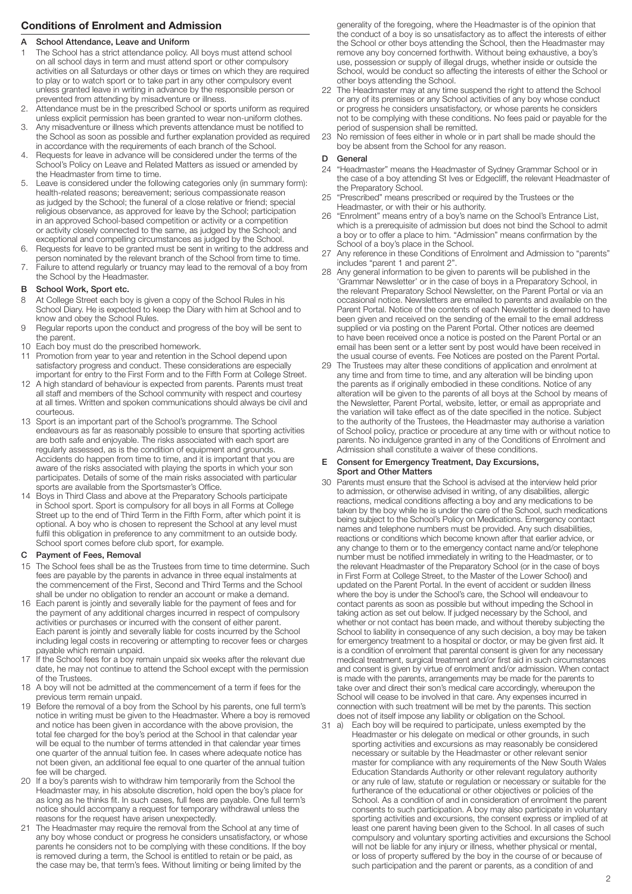## Conditions of Enrolment and Admission

### A School Attendance, Leave and Uniform

1. The School has a strict attendance policy. All boys must attend school on all school days in term and must attend sport or other compulsory activities on all Saturdays or other days or times on which they are required to play or to watch sport or to take part in any other compulsory event unless granted leave in writing in advance by the responsible person or prevented from attending by misadventure or illness.
2. Attendance must be in the prescribed School or sports uniform as required unless explicit permission has been granted to wear non-uniform clothes.
3. Any misadventure or illness which prevents attendance must be notified to the School as soon as possible and further explanation provided as required in accordance with the requirements of each branch of the School.
4. Requests for leave in advance will be considered under the terms of the School's Policy on Leave and Related Matters as issued or amended by the Headmaster from time to time.
5. Leave is considered under the following categories only (in summary form): health-related reasons; bereavement; serious compassionate reason as judged by the School; the funeral of a close relative or friend; special religious observance, as approved for leave by the School; participation in an approved School-based competition or activity or a competition or activity closely connected to the same, as judged by the School; and exceptional and compelling circumstances as judged by the School.
6. Requests for leave to be granted must be sent in writing to the address and person nominated by the relevant branch of the School from time to time.
7. Failure to attend regularly or truancy may lead to the removal of a boy from the School by the Headmaster.

### B School Work, Sport etc.

8. At College Street each boy is given a copy of the School Rules in his School Diary. He is expected to keep the Diary with him at School and to know and obey the School Rules.
9. Regular reports upon the conduct and progress of the boy will be sent to the parent.
10. Each boy must do the prescribed homework.
11. Promotion from year to year and retention in the School depend upon satisfactory progress and conduct. These considerations are especially important for entry to the First Form and to the Fifth Form at College Street.
12. A high standard of behaviour is expected from parents. Parents must treat all staff and members of the School community with respect and courtesy at all times. Written and spoken communications should always be civil and courteous.
13. Sport is an important part of the School's programme. The School endeavours as far as reasonably possible to ensure that sporting activities are both safe and enjoyable. The risks associated with each sport are regularly assessed, as is the condition of equipment and grounds. Accidents do happen from time to time, and it is important that you are aware of the risks associated with playing the sports in which your son participates. Details of some of the main risks associated with particular sports are available from the Sportsmaster's Office.
14. Boys in Third Class and above at the Preparatory Schools participate in School sport. Sport is compulsory for all boys in all Forms at College Street up to the end of Third Term in the Fifth Form, after which point it is optional. A boy who is chosen to represent the School at any level must fulfil this obligation in preference to any commitment to an outside body. School sport comes before club sport, for example.

### C Payment of Fees, Removal

15. The School fees shall be as the Trustees from time to time determine. Such fees are payable by the parents in advance in three equal instalments at the commencement of the First, Second and Third Terms and the School shall be under no obligation to render an account or make a demand.
16. Each parent is jointly and severally liable for the payment of fees and for the payment of any additional charges incurred in respect of compulsory activities or purchases or incurred with the consent of either parent. Each parent is jointly and severally liable for costs incurred by the School including legal costs in recovering or attempting to recover fees or charges payable which remain unpaid.
17. If the School fees for a boy remain unpaid six weeks after the relevant due date, he may not continue to attend the School except with the permission of the Trustees.
18. A boy will not be admitted at the commencement of a term if fees for the previous term remain unpaid.
19. Before the removal of a boy from the School by his parents, one full term's notice in writing must be given to the Headmaster. Where a boy is removed and notice has been given in accordance with the above provision, the total fee charged for the boy's period at the School in that calendar year will be equal to the number of terms attended in that calendar year times one quarter of the annual tuition fee. In cases where adequate notice has not been given, an additional fee equal to one quarter of the annual tuition fee will be charged.
20. If a boy's parents wish to withdraw him temporarily from the School the Headmaster may, in his absolute discretion, hold open the boy's place for as long as he thinks fit. In such cases, full fees are payable. One full term's notice should accompany a request for temporary withdrawal unless the reasons for the request have arisen unexpectedly.
21. The Headmaster may require the removal from the School at any time of any boy whose conduct or progress he considers unsatisfactory, or whose parents he considers not to be complying with these conditions. If the boy is removed during a term, the School is entitled to retain or be paid, as the case may be, that term's fees. Without limiting or being limited by the generality of the foregoing, where the Headmaster is of the opinion that the conduct of a boy is so unsatisfactory as to affect the interests of either the School or other boys attending the School, then the Headmaster may remove any boy concerned forthwith. Without being exhaustive, a boy's use, possession or supply of illegal drugs, whether inside or outside the School, would be conduct so affecting the interests of either the School or other boys attending the School.
22. The Headmaster may at any time suspend the right to attend the School or any of its premises or any School activities of any boy whose conduct or progress he considers unsatisfactory, or whose parents he considers not to be complying with these conditions. No fees paid or payable for the period of suspension shall be remitted.
23. No remission of fees either in whole or in part shall be made should the boy be absent from the School for any reason.

### D General

24. "Headmaster" means the Headmaster of Sydney Grammar School or in the case of a boy attending St Ives or Edgecliff, the relevant Headmaster of the Preparatory School.
25. "Prescribed" means prescribed or required by the Trustees or the Headmaster, or with their or his authority.
26. "Enrolment" means entry of a boy's name on the School's Entrance List, which is a prerequisite of admission but does not bind the School to admit a boy or to offer a place to him. "Admission" means confirmation by the School of a boy's place in the School.
27. Any reference in these Conditions of Enrolment and Admission to "parents" includes "parent 1 and parent 2".
28. Any general information to be given to parents will be published in the 'Grammar Newsletter' or in the case of boys in a Preparatory School, in the relevant Preparatory School Newsletter, on the Parent Portal or via an occasional notice. Newsletters are emailed to parents and available on the Parent Portal. Notice of the contents of each Newsletter is deemed to have been given and received on the sending of the email to the email address supplied or via posting on the Parent Portal. Other notices are deemed to have been received once a notice is posted on the Parent Portal or an email has been sent or a letter sent by post would have been received in the usual course of events. Fee Notices are posted on the Parent Portal.
29. The Trustees may alter these conditions of application and enrolment at any time and from time to time, and any alteration will be binding upon the parents as if originally embodied in these conditions. Notice of any alteration will be given to the parents of all boys at the School by means of the Newsletter, Parent Portal, website, letter, or email as appropriate and the variation will take effect as of the date specified in the notice. Subject to the authority of the Trustees, the Headmaster may authorise a variation of School policy, practice or procedure at any time with or without notice to parents. No indulgence granted in any of the Conditions of Enrolment and Admission shall constitute a waiver of these conditions.

### E Consent for Emergency Treatment, Day Excursions, Sport and Other Matters

30. Parents must ensure that the School is advised at the interview held prior to admission, or otherwise advised in writing, of any disabilities, allergic reactions, medical conditions affecting a boy and any medications to be taken by the boy while he is under the care of the School, such medications being subject to the School's Policy on Medications. Emergency contact names and telephone numbers must be provided. Any such disabilities, reactions or conditions which become known after that earlier advice, or any change to them or to the emergency contact name and/or telephone number must be notified immediately in writing to the Headmaster, or to the relevant Headmaster of the Preparatory School (or in the case of boys in First Form at College Street, to the Master of the Lower School) and updated on the Parent Portal. In the event of accident or sudden illness where the boy is under the School's care, the School will endeavour to contact parents as soon as possible but without impeding the School in taking action as set out below. If judged necessary by the School, and whether or not contact has been made, and without thereby subjecting the School to liability in consequence of any such decision, a boy may be taken for emergency treatment to a hospital or doctor, or may be given first aid. It is a condition of enrolment that parental consent is given for any necessary medical treatment, surgical treatment and/or first aid in such circumstances and consent is given by virtue of enrolment and/or admission. When contact is made with the parents, arrangements may be made for the parents to take over and direct their son's medical care accordingly, whereupon the School will cease to be involved in that care. Any expenses incurred in connection with such treatment will be met by the parents. This section does not of itself impose any liability or obligation on the School.
31. a) Each boy will be required to participate, unless exempted by the Headmaster or his delegate on medical or other grounds, in such sporting activities and excursions as may reasonably be considered necessary or suitable by the Headmaster or other relevant senior master for compliance with any requirements of the New South Wales Education Standards Authority or other relevant regulatory authority or any rule of law, statute or regulation or necessary or suitable for the furtherance of the educational or other objectives or policies of the School. As a condition of and in consideration of enrolment the parent consents to such participation. A boy may also participate in voluntary sporting activities and excursions, the consent express or implied of at least one parent having been given to the School. In all cases of such compulsory and voluntary sporting activities and excursions the School will not be liable for any injury or illness, whether physical or mental, or loss of property suffered by the boy in the course of or because of such participation and the parent or parents, as a condition of and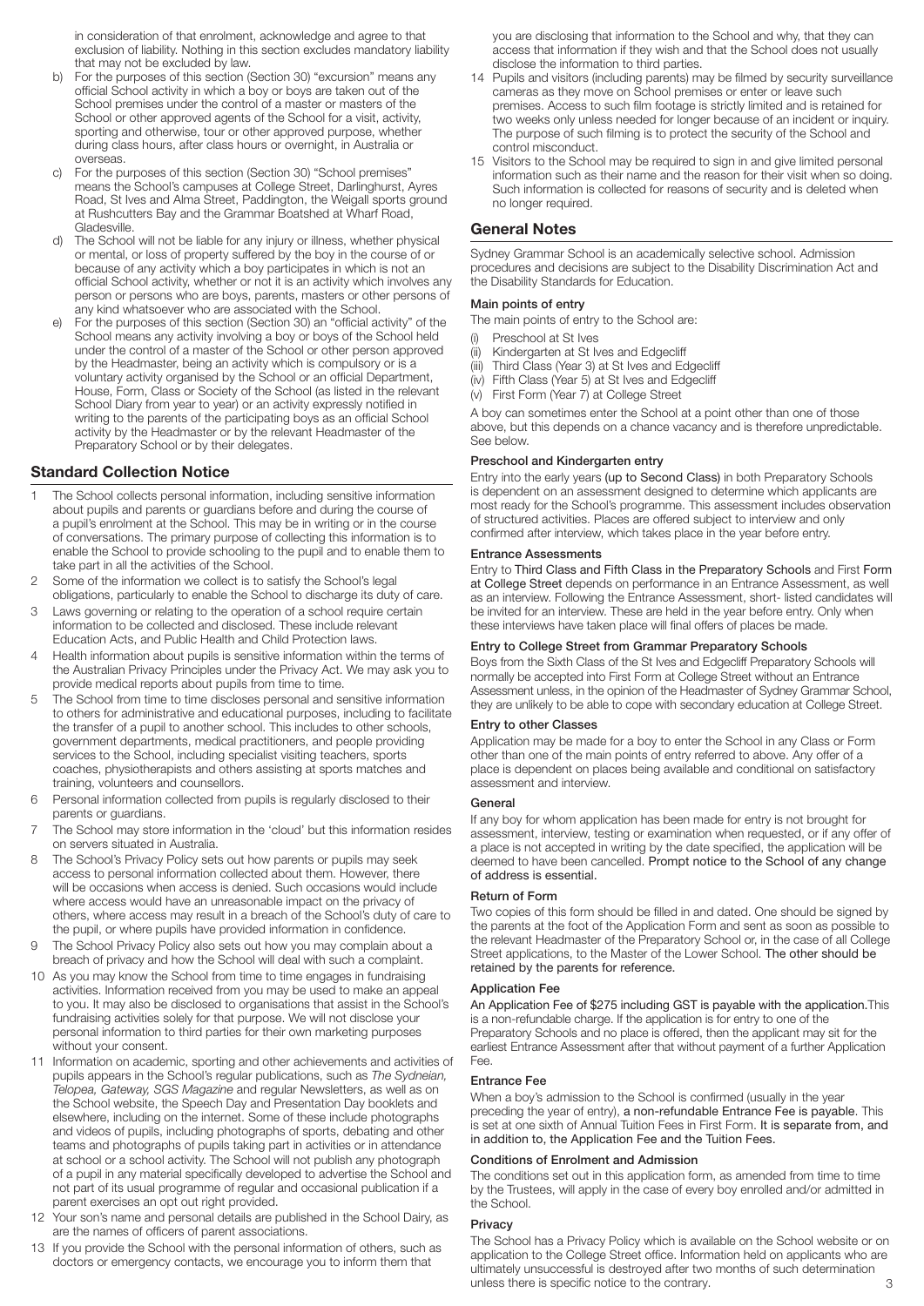in consideration of that enrolment, acknowledge and agree to that exclusion of liability. Nothing in this section excludes mandatory liability that may not be excluded by law.

b) For the purposes of this section (Section 30) "excursion" means any official School activity in which a boy or boys are taken out of the School premises under the control of a master or masters of the School or other approved agents of the School for a visit, activity, sporting and otherwise, tour or other approved purpose, whether during class hours, after class hours or overnight, in Australia or overseas.

c) For the purposes of this section (Section 30) "School premises" means the School's campuses at College Street, Darlinghurst, Ayres Road, St Ives and Alma Street, Paddington, the Weigall sports ground at Rushcutters Bay and the Grammar Boatshed at Wharf Road, Gladesville.

d) The School will not be liable for any injury or illness, whether physical or mental, or loss of property suffered by the boy in the course of or because of any activity which a boy participates in which is not an official School activity, whether or not it is an activity which involves any person or persons who are boys, parents, masters or other persons of any kind whatsoever who are associated with the School.

e) For the purposes of this section (Section 30) an "official activity" of the School means any activity involving a boy or boys of the School held under the control of a master of the School or other person approved by the Headmaster, being an activity which is compulsory or is a voluntary activity organised by the School or an official Department, House, Form, Class or Society of the School (as listed in the relevant School Diary from year to year) or an activity expressly notified in writing to the parents of the participating boys as an official School activity by the Headmaster or by the relevant Headmaster of the Preparatory School or by their delegates.

## Standard Collection Notice

1 The School collects personal information, including sensitive information about pupils and parents or guardians before and during the course of a pupil's enrolment at the School. This may be in writing or in the course of conversations. The primary purpose of collecting this information is to enable the School to provide schooling to the pupil and to enable them to take part in all the activities of the School.

2 Some of the information we collect is to satisfy the School's legal obligations, particularly to enable the School to discharge its duty of care.

3 Laws governing or relating to the operation of a school require certain information to be collected and disclosed. These include relevant Education Acts, and Public Health and Child Protection laws.

4 Health information about pupils is sensitive information within the terms of the Australian Privacy Principles under the Privacy Act. We may ask you to provide medical reports about pupils from time to time.

5 The School from time to time discloses personal and sensitive information to others for administrative and educational purposes, including to facilitate the transfer of a pupil to another school. This includes to other schools, government departments, medical practitioners, and people providing services to the School, including specialist visiting teachers, sports coaches, physiotherapists and others assisting at sports matches and training, volunteers and counsellors.

6 Personal information collected from pupils is regularly disclosed to their parents or guardians.

7 The School may store information in the 'cloud' but this information resides on servers situated in Australia.

8 The School's Privacy Policy sets out how parents or pupils may seek access to personal information collected about them. However, there will be occasions when access is denied. Such occasions would include where access would have an unreasonable impact on the privacy of others, where access may result in a breach of the School's duty of care to the pupil, or where pupils have provided information in confidence.

9 The School Privacy Policy also sets out how you may complain about a breach of privacy and how the School will deal with such a complaint.

10 As you may know the School from time to time engages in fundraising activities. Information received from you may be used to make an appeal to you. It may also be disclosed to organisations that assist in the School's fundraising activities solely for that purpose. We will not disclose your personal information to third parties for their own marketing purposes without your consent.

11 Information on academic, sporting and other achievements and activities of pupils appears in the School's regular publications, such as *The Sydneian, Telopea, Gateway, SGS Magazine* and regular Newsletters, as well as on the School website, the Speech Day and Presentation Day booklets and elsewhere, including on the internet. Some of these include photographs and videos of pupils, including photographs of sports, debating and other teams and photographs of pupils taking part in activities or in attendance at school or a school activity. The School will not publish any photograph of a pupil in any material specifically developed to advertise the School and not part of its usual programme of regular and occasional publication if a parent exercises an opt out right provided.

12 Your son's name and personal details are published in the School Dairy, as are the names of officers of parent associations.

13 If you provide the School with the personal information of others, such as doctors or emergency contacts, we encourage you to inform them that you are disclosing that information to the School and why, that they can access that information if they wish and that the School does not usually disclose the information to third parties.

14 Pupils and visitors (including parents) may be filmed by security surveillance cameras as they move on School premises or enter or leave such premises. Access to such film footage is strictly limited and is retained for two weeks only unless needed for longer because of an incident or inquiry. The purpose of such filming is to protect the security of the School and control misconduct.

15 Visitors to the School may be required to sign in and give limited personal information such as their name and the reason for their visit when so doing. Such information is collected for reasons of security and is deleted when no longer required.

## General Notes

Sydney Grammar School is an academically selective school. Admission procedures and decisions are subject to the Disability Discrimination Act and the Disability Standards for Education.

### Main points of entry

The main points of entry to the School are:

(i) Preschool at St Ives
(ii) Kindergarten at St Ives and Edgecliff
(iii) Third Class (Year 3) at St Ives and Edgecliff
(iv) Fifth Class (Year 5) at St Ives and Edgecliff
(v) First Form (Year 7) at College Street

A boy can sometimes enter the School at a point other than one of those above, but this depends on a chance vacancy and is therefore unpredictable. See below.

### Preschool and Kindergarten entry

Entry into the early years **(up to Second Class)** in both Preparatory Schools is dependent on an assessment designed to determine which applicants are most ready for the School's programme. This assessment includes observation of structured activities. Places are offered subject to interview and only confirmed after interview, which takes place in the year before entry.

### Entrance Assessments

Entry to **Third Class and Fifth Class in the Preparatory Schools** and First **Form at College Street** depends on performance in an Entrance Assessment, as well as an interview. Following the Entrance Assessment, short- listed candidates will be invited for an interview. These are held in the year before entry. Only when these interviews have taken place will final offers of places be made.

### Entry to College Street from Grammar Preparatory Schools

Boys from the Sixth Class of the St Ives and Edgecliff Preparatory Schools will normally be accepted into First Form at College Street without an Entrance Assessment unless, in the opinion of the Headmaster of Sydney Grammar School, they are unlikely to be able to cope with secondary education at College Street.

### Entry to other Classes

Application may be made for a boy to enter the School in any Class or Form other than one of the main points of entry referred to above. Any offer of a place is dependent on places being available and conditional on satisfactory assessment and interview.

### General

If any boy for whom application has been made for entry is not brought for assessment, interview, testing or examination when requested, or if any offer of a place is not accepted in writing by the date specified, the application will be deemed to have been cancelled. **Prompt notice to the School of any change of address is essential.**

### Return of Form

Two copies of this form should be filled in and dated. One should be signed by the parents at the foot of the Application Form and sent as soon as possible to the relevant Headmaster of the Preparatory School or, in the case of all College Street applications, to the Master of the Lower School. **The other should be retained by the parents for reference.**

### Application Fee

**An Application Fee of $275 including GST is payable with the application.** This is a non-refundable charge. If the application is for entry to one of the Preparatory Schools and no place is offered, then the applicant may sit for the earliest Entrance Assessment after that without payment of a further Application Fee.

### Entrance Fee

When a boy's admission to the School is confirmed (usually in the year preceding the year of entry), **a non-refundable Entrance Fee is payable**. This is set at one sixth of Annual Tuition Fees in First Form. **It is separate from, and in addition to, the Application Fee and the Tuition Fees.**

### Conditions of Enrolment and Admission

The conditions set out in this application form, as amended from time to time by the Trustees, will apply in the case of every boy enrolled and/or admitted in the School.

### Privacy

The School has a Privacy Policy which is available on the School website or on application to the College Street office. Information held on applicants who are ultimately unsuccessful is destroyed after two months of such determination unless there is specific notice to the contrary.